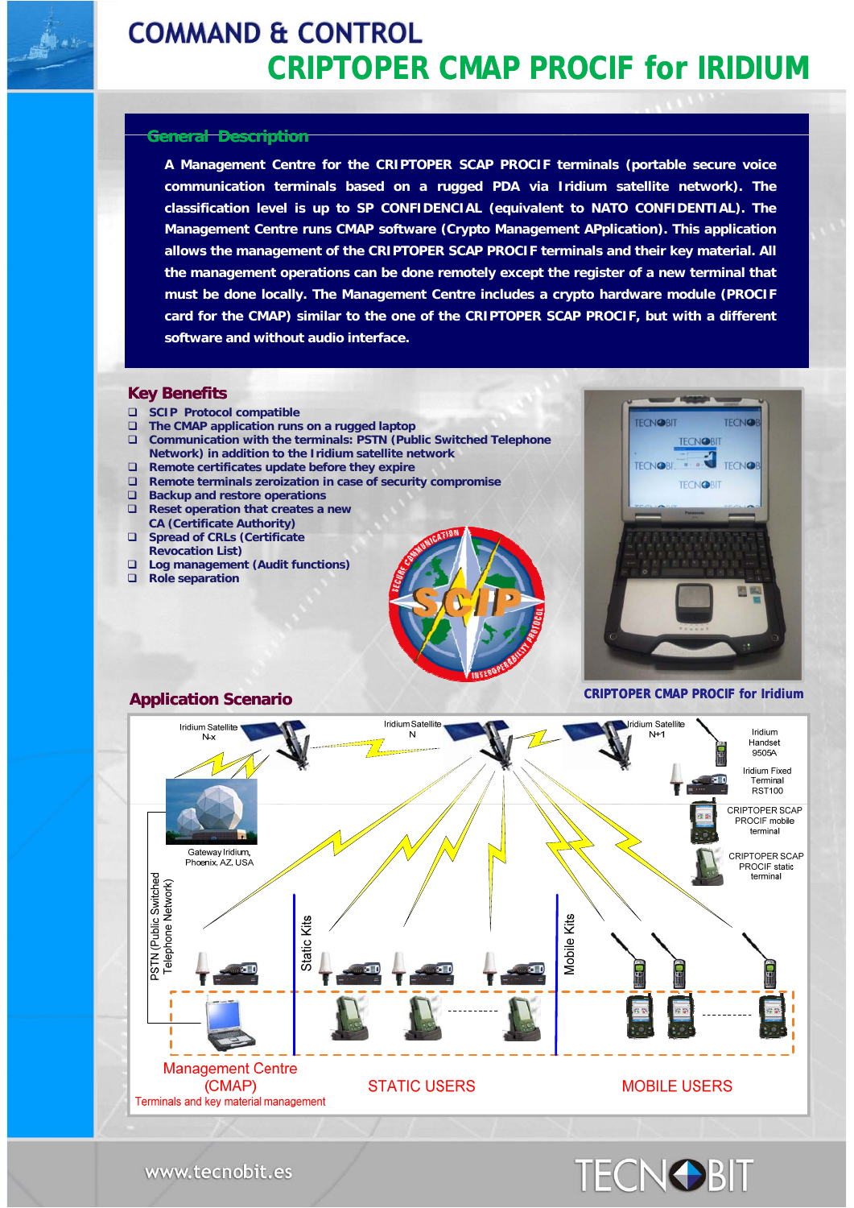# COMMAND & CONTROL

# CRIPTOPER CMAP PROCIF for IRIDIUM

## General Description

A Management Centre for the CRIPTOPER SCAP PROCIF terminals (portable secure voice communication terminals based on a rugged PDA via Iridium satellite network). The classification level is up to SP CONFIDENCIAL (equivalent to NATO CONFIDENTIAL). The Management Centre runs CMAP software (Crypto Management APplication). This application allows the management of the CRIPTOPER SCAP PROCIF terminals and their key material. All the management operations can be done remotely except the register of a new terminal that must be done locally. The Management Centre includes a crypto hardware module (PROCIF card for the CMAP) similar to the one of the CRIPTOPER SCAP PROCIF, but with a different software and without audio interface.

## Key Benefits

- SCIP Protocol compatible
- The CMAP application runs on a rugged laptop
- Communication with the terminals: PSTN (Public Switched Telephone Network) in addition to the Iridium satellite network
- Remote certificates update before they expire
- Remote terminals zeroization in case of security compromise
- Backup and restore operations
- Reset operation that creates a new CA (Certificate Authority)
- Spread of CRLs (Certificate Revocation List)
- Log management (Audit functions)
- Role separation

CRIPTOPER CMAP PROCIF for Iridium

## Application Scenario

Iridium Satellite N-x

Iridium Satellite N

Iridium Satellite N+1

Iridium Handset 9505A

Iridium Fixed Terminal RST100

CRIPTOPER SCAP PROCIF mobile terminal

CRIPTOPER SCAP PROCIF static terminal

Gateway Iridium, Phoenix, AZ, USA

PSTN (Public Switched Telephone Network)

Static Kits

Mobile Kits

Management Centre (CMAP)

Terminals and key material management

STATIC USERS

MOBILE USERS

www.tecnobit.es

TECNOBIT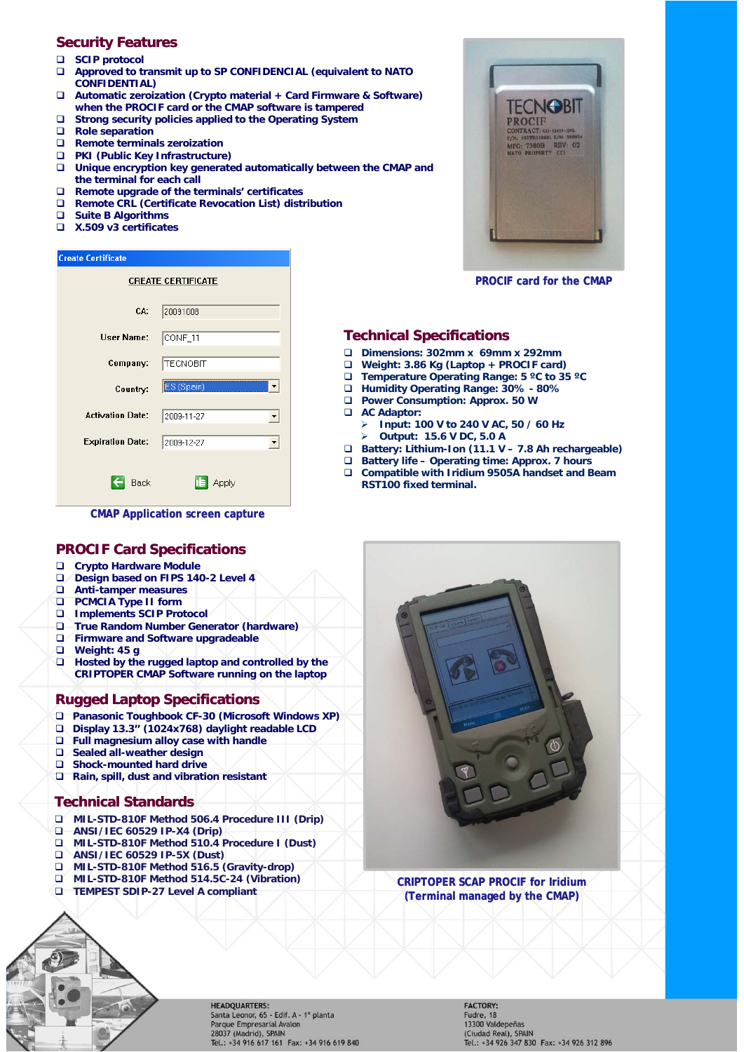## Security Features

- SCIP protocol
- Approved to transmit up to SP CONFIDENCIAL (equivalent to NATO CONFIDENTIAL)
- Automatic zeroization (Crypto material + Card Firmware & Software) when the PROCIF card or the CMAP software is tampered
- Strong security policies applied to the Operating System
- Role separation
- Remote terminals zeroization
- PKI (Public Key Infrastructure)
- Unique encryption key generated automatically between the CMAP and the terminal for each call
- Remote upgrade of the terminals' certificates
- Remote CRL (Certificate Revocation List) distribution
- Suite B Algorithms
- X.509 v3 certificates

Create Certificate

CREATE CERTIFICATE

CA: 20091008

User Name: CONF_11

Company: TECNOBIT

Country: ES (Spain)

Activation Date: 2009-11-27

Expiration Date: 2009-12-27

Back Apply

CMAP Application screen capture

TECNOBIT PROCIF

PROCIF card for the CMAP

## Technical Specifications

- Dimensions: 302mm x 69mm x 292mm
- Weight: 3.86 Kg (Laptop + PROCIF card)
- Temperature Operating Range: 5 ºC to 35 ºC
- Humidity Operating Range: 30% - 80%
- Power Consumption: Approx. 50 W
- AC Adaptor:
  - Input: 100 V to 240 V AC, 50 / 60 Hz
  - Output: 15.6 V DC, 5.0 A
- Battery: Lithium-Ion (11.1 V – 7.8 Ah rechargeable)
- Battery life – Operating time: Approx. 7 hours
- Compatible with Iridium 9505A handset and Beam RST100 fixed terminal.

## PROCIF Card Specifications

- Crypto Hardware Module
- Design based on FIPS 140-2 Level 4
- Anti-tamper measures
- PCMCIA Type II form
- Implements SCIP Protocol
- True Random Number Generator (hardware)
- Firmware and Software upgradeable
- Weight: 45 g
- Hosted by the rugged laptop and controlled by the CRIPTOPER CMAP Software running on the laptop

## Rugged Laptop Specifications

- Panasonic Toughbook CF-30 (Microsoft Windows XP)
- Display 13.3" (1024x768) daylight readable LCD
- Full magnesium alloy case with handle
- Sealed all-weather design
- Shock-mounted hard drive
- Rain, spill, dust and vibration resistant

## Technical Standards

- MIL-STD-810F Method 506.4 Procedure III (Drip)
- ANSI/IEC 60529 IP-X4 (Drip)
- MIL-STD-810F Method 510.4 Procedure I (Dust)
- ANSI/IEC 60529 IP-5X (Dust)
- MIL-STD-810F Method 516.5 (Gravity-drop)
- MIL-STD-810F Method 514.5C-24 (Vibration)
- TEMPEST SDIP-27 Level A compliant

CRIPTOPER SCAP PROCIF for Iridium (Terminal managed by the CMAP)

**HEADQUARTERS:**
Santa Leonor, 65 - Edif. A - 1ª planta
Parque Empresarial Avalon
28037 (Madrid), SPAIN
Tel.: +34 916 617 161 Fax: +34 916 619 840

**FACTORY:**
Fudre, 18
13300 Valdepeñas
(Ciudad Real), SPAIN
Tel.: +34 926 347 830 Fax: +34 926 312 896